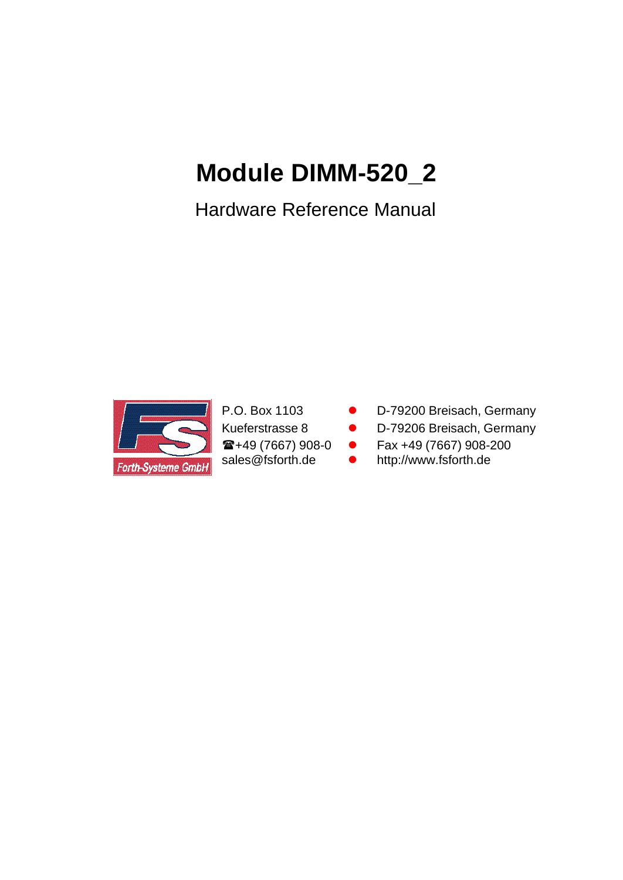# Module DIMM-520_2

Hardware Reference Manual

P.O. Box 1103 ● D-79200 Breisach, Germany
Kueferstrasse 8 ● D-79206 Breisach, Germany
☎+49 (7667) 908-0 ● Fax +49 (7667) 908-200
sales@fsforth.de ● http://www.fsforth.de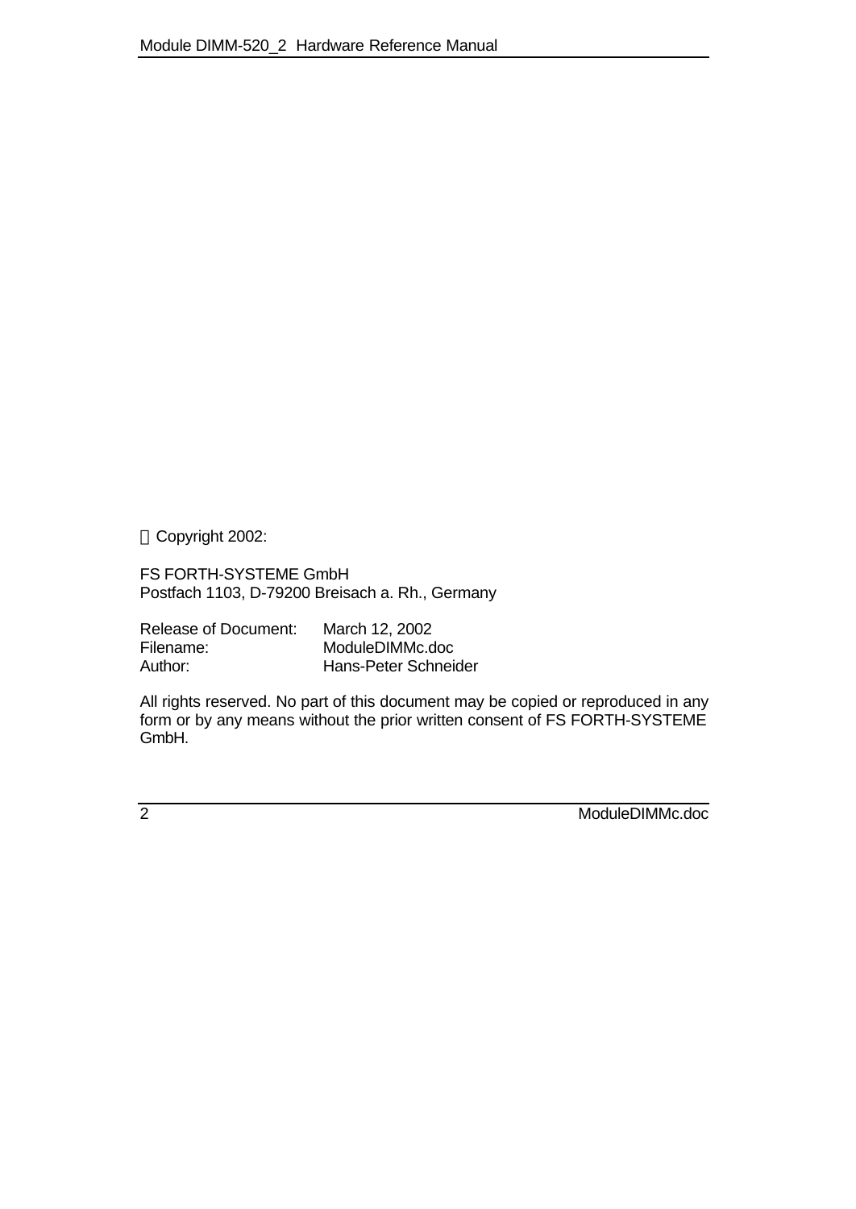© Copyright 2002:

FS FORTH-SYSTEME GmbH
Postfach 1103, D-79200 Breisach a. Rh., Germany

| | |
|---|---|
| Release of Document: | March 12, 2002 |
| Filename: | ModuleDIMMc.doc |
| Author: | Hans-Peter Schneider |

All rights reserved. No part of this document may be copied or reproduced in any form or by any means without the prior written consent of FS FORTH-SYSTEME GmbH.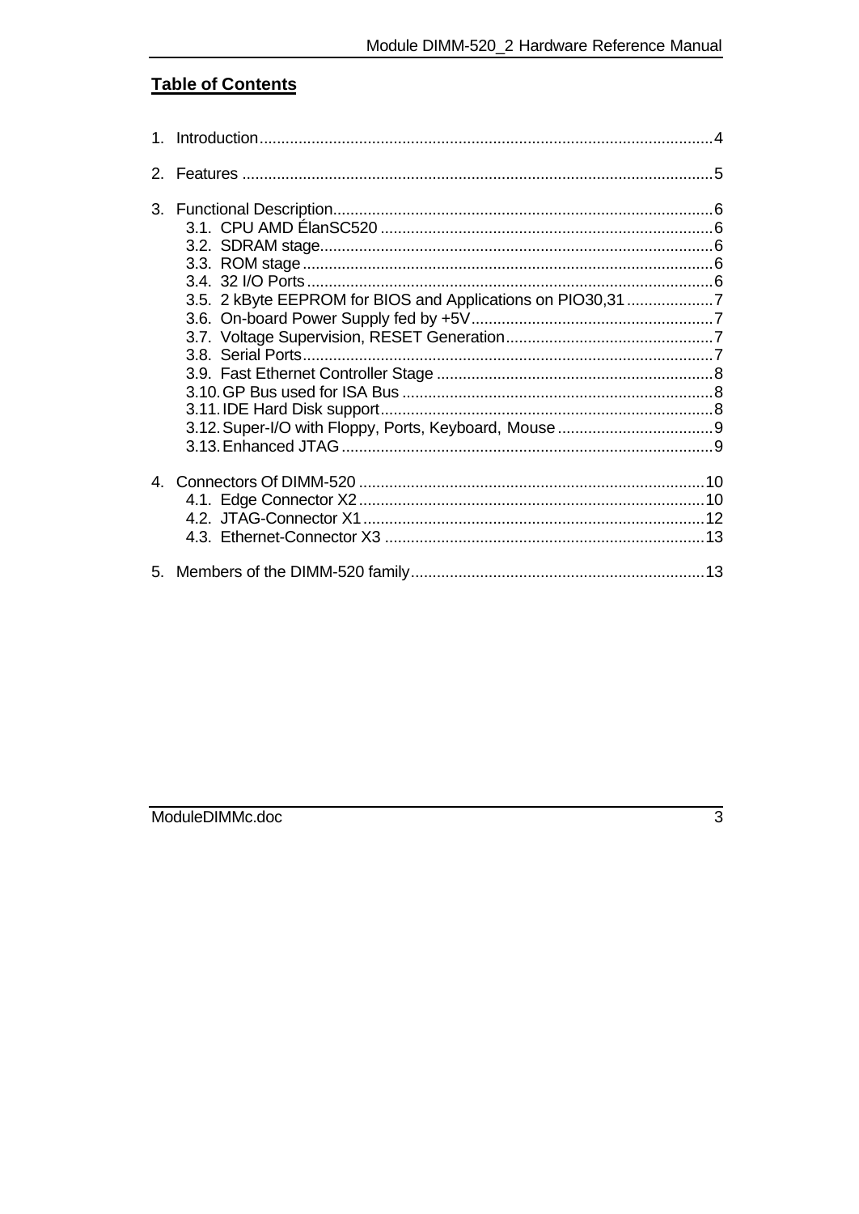# Table of Contents

1. Introduction........................................................................................................4

2. Features ............................................................................................................5

3. Functional Description.......................................................................................6
   - 3.1. CPU AMD ÉlanSC520 ............................................................................6
   - 3.2. SDRAM stage..........................................................................................6
   - 3.3. ROM stage..............................................................................................6
   - 3.4. 32 I/O Ports.............................................................................................6
   - 3.5. 2 kByte EEPROM for BIOS and Applications on PIO30,31....................7
   - 3.6. On-board Power Supply fed by +5V........................................................7
   - 3.7. Voltage Supervision, RESET Generation................................................7
   - 3.8. Serial Ports..............................................................................................7
   - 3.9. Fast Ethernet Controller Stage ................................................................8
   - 3.10. GP Bus used for ISA Bus ......................................................................8
   - 3.11. IDE Hard Disk support............................................................................8
   - 3.12. Super-I/O with Floppy, Ports, Keyboard, Mouse....................................9
   - 3.13. Enhanced JTAG.....................................................................................9

4. Connectors Of DIMM-520 ...............................................................................10
   - 4.1. Edge Connector X2...............................................................................10
   - 4.2. JTAG-Connector X1..............................................................................12
   - 4.3. Ethernet-Connector X3 ..........................................................................13

5. Members of the DIMM-520 family...................................................................13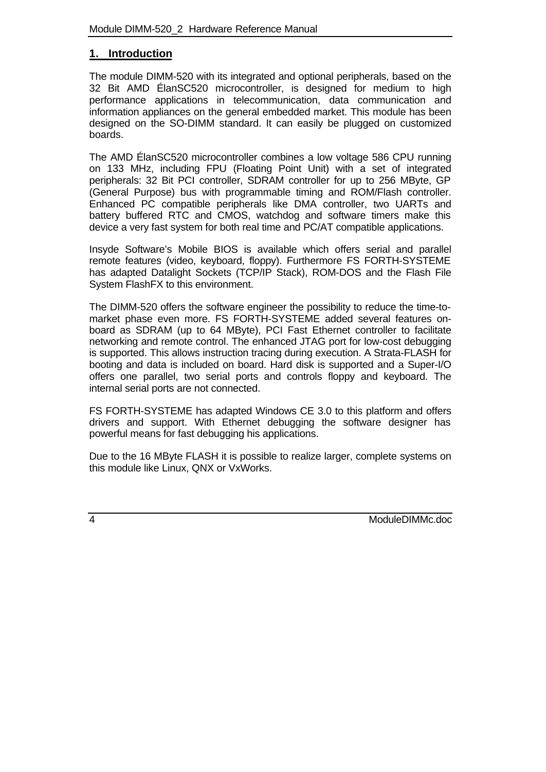# 1. Introduction

The module DIMM-520 with its integrated and optional peripherals, based on the 32 Bit AMD ÉlanSC520 microcontroller, is designed for medium to high performance applications in telecommunication, data communication and information appliances on the general embedded market. This module has been designed on the SO-DIMM standard. It can easily be plugged on customized boards.

The AMD ÉlanSC520 microcontroller combines a low voltage 586 CPU running on 133 MHz, including FPU (Floating Point Unit) with a set of integrated peripherals: 32 Bit PCI controller, SDRAM controller for up to 256 MByte, GP (General Purpose) bus with programmable timing and ROM/Flash controller. Enhanced PC compatible peripherals like DMA controller, two UARTs and battery buffered RTC and CMOS, watchdog and software timers make this device a very fast system for both real time and PC/AT compatible applications.

Insyde Software's Mobile BIOS is available which offers serial and parallel remote features (video, keyboard, floppy). Furthermore FS FORTH-SYSTEME has adapted Datalight Sockets (TCP/IP Stack), ROM-DOS and the Flash File System FlashFX to this environment.

The DIMM-520 offers the software engineer the possibility to reduce the time-to-market phase even more. FS FORTH-SYSTEME added several features on-board as SDRAM (up to 64 MByte), PCI Fast Ethernet controller to facilitate networking and remote control. The enhanced JTAG port for low-cost debugging is supported. This allows instruction tracing during execution. A Strata-FLASH for booting and data is included on board. Hard disk is supported and a Super-I/O offers one parallel, two serial ports and controls floppy and keyboard. The internal serial ports are not connected.

FS FORTH-SYSTEME has adapted Windows CE 3.0 to this platform and offers drivers and support. With Ethernet debugging the software designer has powerful means for fast debugging his applications.

Due to the 16 MByte FLASH it is possible to realize larger, complete systems on this module like Linux, QNX or VxWorks.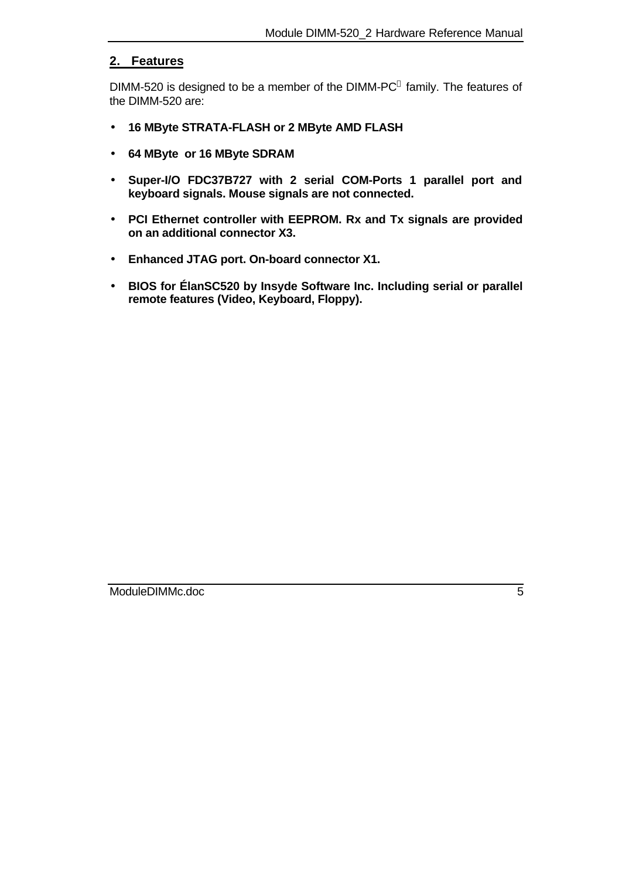## 2. Features

DIMM-520 is designed to be a member of the DIMM-PC® family. The features of the DIMM-520 are:

- **16 MByte STRATA-FLASH or 2 MByte AMD FLASH**
- **64 MByte or 16 MByte SDRAM**
- **Super-I/O FDC37B727 with 2 serial COM-Ports 1 parallel port and keyboard signals. Mouse signals are not connected.**
- **PCI Ethernet controller with EEPROM. Rx and Tx signals are provided on an additional connector X3.**
- **Enhanced JTAG port. On-board connector X1.**
- **BIOS for ÉlanSC520 by Insyde Software Inc. Including serial or parallel remote features (Video, Keyboard, Floppy).**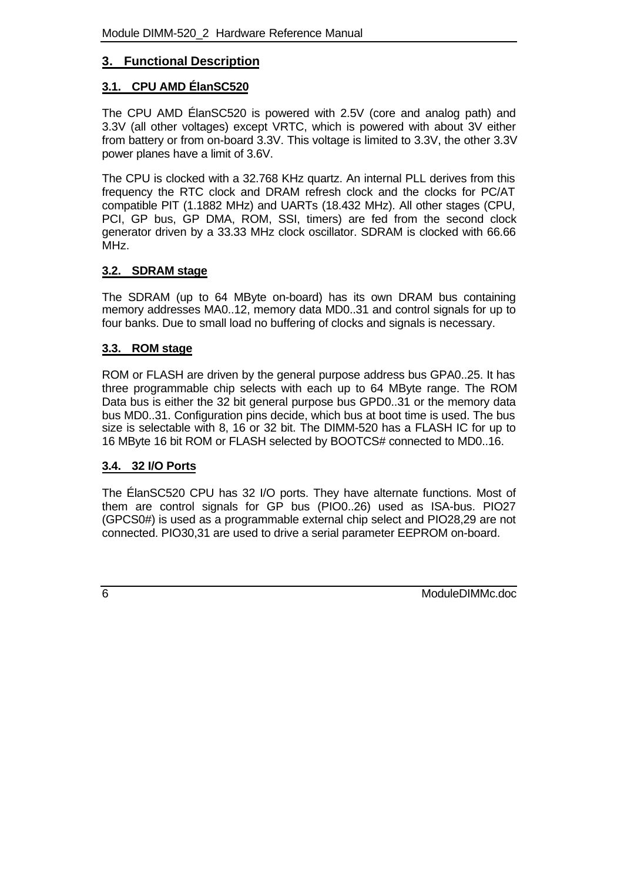# 3. Functional Description

## 3.1. CPU AMD ÉlanSC520

The CPU AMD ÉlanSC520 is powered with 2.5V (core and analog path) and 3.3V (all other voltages) except VRTC, which is powered with about 3V either from battery or from on-board 3.3V. This voltage is limited to 3.3V, the other 3.3V power planes have a limit of 3.6V.

The CPU is clocked with a 32.768 KHz quartz. An internal PLL derives from this frequency the RTC clock and DRAM refresh clock and the clocks for PC/AT compatible PIT (1.1882 MHz) and UARTs (18.432 MHz). All other stages (CPU, PCI, GP bus, GP DMA, ROM, SSI, timers) are fed from the second clock generator driven by a 33.33 MHz clock oscillator. SDRAM is clocked with 66.66 MHz.

## 3.2. SDRAM stage

The SDRAM (up to 64 MByte on-board) has its own DRAM bus containing memory addresses MA0..12, memory data MD0..31 and control signals for up to four banks. Due to small load no buffering of clocks and signals is necessary.

## 3.3. ROM stage

ROM or FLASH are driven by the general purpose address bus GPA0..25. It has three programmable chip selects with each up to 64 MByte range. The ROM Data bus is either the 32 bit general purpose bus GPD0..31 or the memory data bus MD0..31. Configuration pins decide, which bus at boot time is used. The bus size is selectable with 8, 16 or 32 bit. The DIMM-520 has a FLASH IC for up to 16 MByte 16 bit ROM or FLASH selected by BOOTCS# connected to MD0..16.

## 3.4. 32 I/O Ports

The ÉlanSC520 CPU has 32 I/O ports. They have alternate functions. Most of them are control signals for GP bus (PIO0..26) used as ISA-bus. PIO27 (GPCS0#) is used as a programmable external chip select and PIO28,29 are not connected. PIO30,31 are used to drive a serial parameter EEPROM on-board.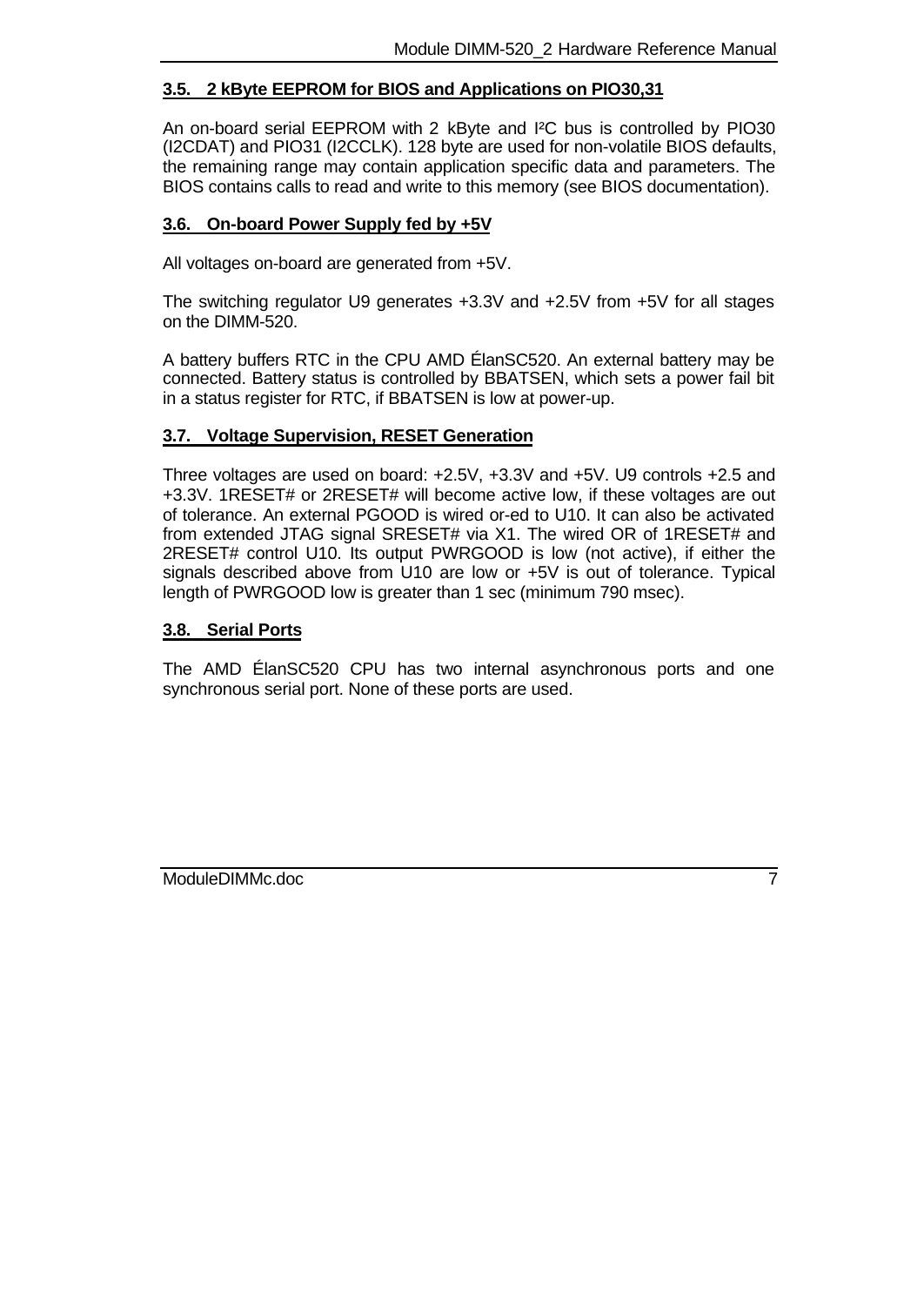### 3.5. 2 kByte EEPROM for BIOS and Applications on PIO30,31

An on-board serial EEPROM with 2 kByte and I²C bus is controlled by PIO30 (I2CDAT) and PIO31 (I2CCLK). 128 byte are used for non-volatile BIOS defaults, the remaining range may contain application specific data and parameters. The BIOS contains calls to read and write to this memory (see BIOS documentation).

### 3.6. On-board Power Supply fed by +5V

All voltages on-board are generated from +5V.

The switching regulator U9 generates +3.3V and +2.5V from +5V for all stages on the DIMM-520.

A battery buffers RTC in the CPU AMD ÉlanSC520. An external battery may be connected. Battery status is controlled by BBATSEN, which sets a power fail bit in a status register for RTC, if BBATSEN is low at power-up.

### 3.7. Voltage Supervision, RESET Generation

Three voltages are used on board: +2.5V, +3.3V and +5V. U9 controls +2.5 and +3.3V. 1RESET# or 2RESET# will become active low, if these voltages are out of tolerance. An external PGOOD is wired or-ed to U10. It can also be activated from extended JTAG signal SRESET# via X1. The wired OR of 1RESET# and 2RESET# control U10. Its output PWRGOOD is low (not active), if either the signals described above from U10 are low or +5V is out of tolerance. Typical length of PWRGOOD low is greater than 1 sec (minimum 790 msec).

### 3.8. Serial Ports

The AMD ÉlanSC520 CPU has two internal asynchronous ports and one synchronous serial port. None of these ports are used.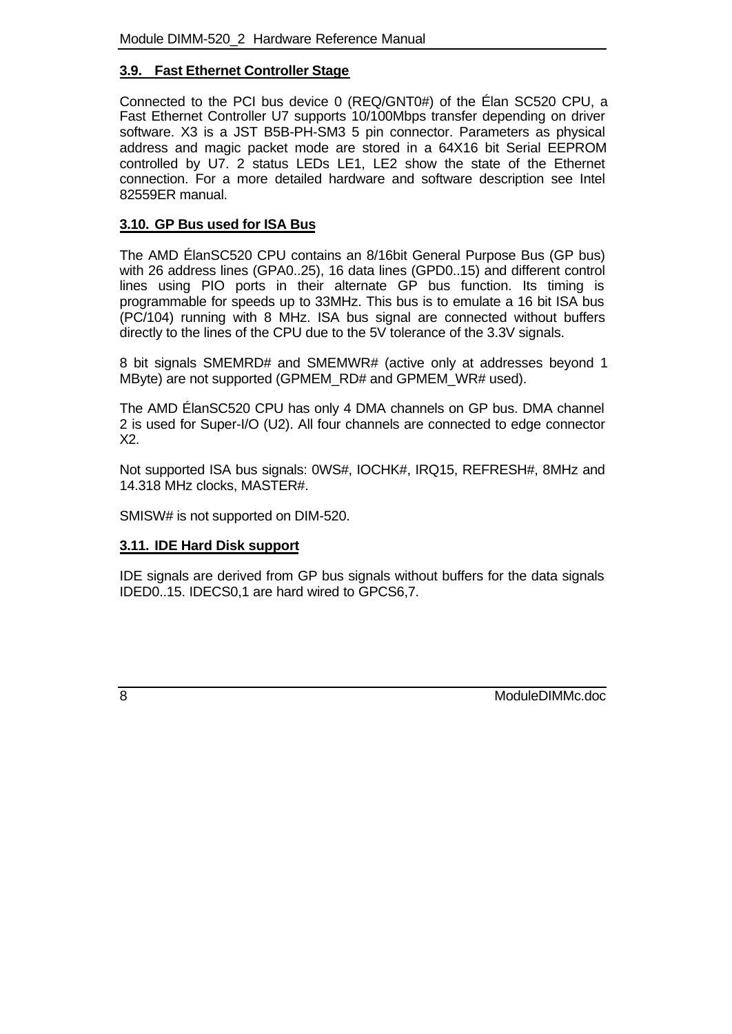### 3.9. Fast Ethernet Controller Stage

Connected to the PCI bus device 0 (REQ/GNT0#) of the Élan SC520 CPU, a Fast Ethernet Controller U7 supports 10/100Mbps transfer depending on driver software. X3 is a JST B5B-PH-SM3 5 pin connector. Parameters as physical address and magic packet mode are stored in a 64X16 bit Serial EEPROM controlled by U7. 2 status LEDs LE1, LE2 show the state of the Ethernet connection. For a more detailed hardware and software description see Intel 82559ER manual.

### 3.10. GP Bus used for ISA Bus

The AMD ÉlanSC520 CPU contains an 8/16bit General Purpose Bus (GP bus) with 26 address lines (GPA0..25), 16 data lines (GPD0..15) and different control lines using PIO ports in their alternate GP bus function. Its timing is programmable for speeds up to 33MHz. This bus is to emulate a 16 bit ISA bus (PC/104) running with 8 MHz. ISA bus signal are connected without buffers directly to the lines of the CPU due to the 5V tolerance of the 3.3V signals.

8 bit signals SMEMRD# and SMEMWR# (active only at addresses beyond 1 MByte) are not supported (GPMEM_RD# and GPMEM_WR# used).

The AMD ÉlanSC520 CPU has only 4 DMA channels on GP bus. DMA channel 2 is used for Super-I/O (U2). All four channels are connected to edge connector X2.

Not supported ISA bus signals: 0WS#, IOCHK#, IRQ15, REFRESH#, 8MHz and 14.318 MHz clocks, MASTER#.

SMISW# is not supported on DIM-520.

### 3.11. IDE Hard Disk support

IDE signals are derived from GP bus signals without buffers for the data signals IDED0..15. IDECS0,1 are hard wired to GPCS6,7.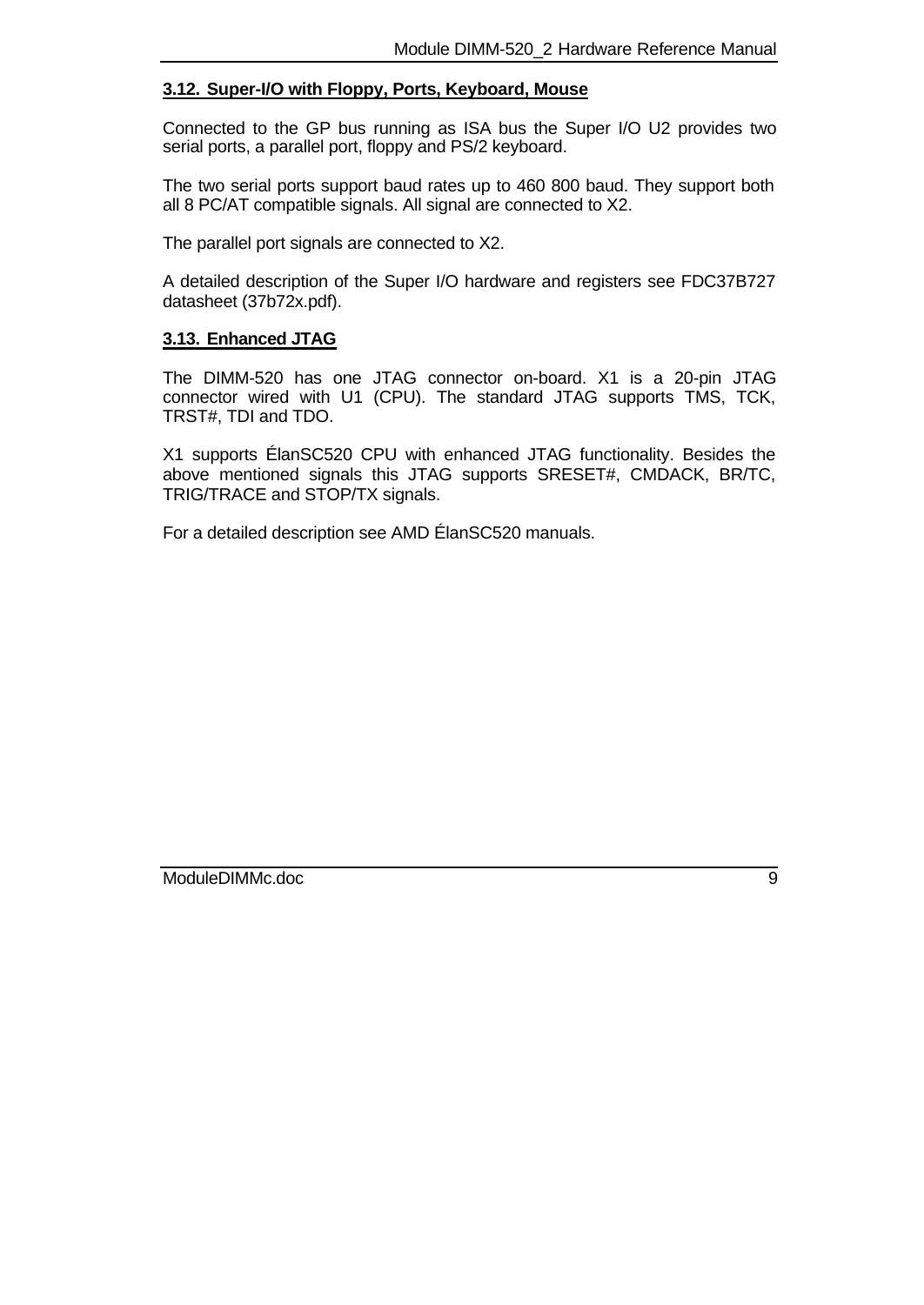## 3.12. Super-I/O with Floppy, Ports, Keyboard, Mouse

Connected to the GP bus running as ISA bus the Super I/O U2 provides two serial ports, a parallel port, floppy and PS/2 keyboard.

The two serial ports support baud rates up to 460 800 baud. They support both all 8 PC/AT compatible signals. All signal are connected to X2.

The parallel port signals are connected to X2.

A detailed description of the Super I/O hardware and registers see FDC37B727 datasheet (37b72x.pdf).

## 3.13. Enhanced JTAG

The DIMM-520 has one JTAG connector on-board. X1 is a 20-pin JTAG connector wired with U1 (CPU). The standard JTAG supports TMS, TCK, TRST#, TDI and TDO.

X1 supports ÉlanSC520 CPU with enhanced JTAG functionality. Besides the above mentioned signals this JTAG supports SRESET#, CMDACK, BR/TC, TRIG/TRACE and STOP/TX signals.

For a detailed description see AMD ÉlanSC520 manuals.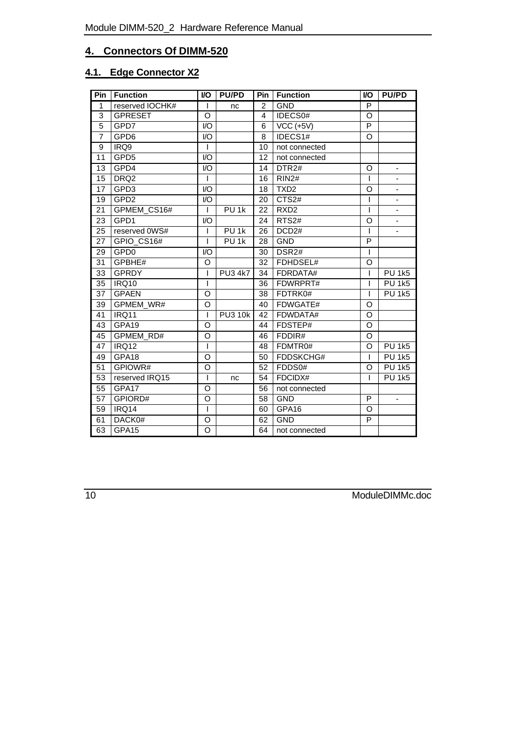## 4. Connectors Of DIMM-520

### 4.1. Edge Connector X2

| Pin | Function | I/O | PU/PD | Pin | Function | I/O | PU/PD |
|---|---|---|---|---|---|---|---|
| 1 | reserved IOCHK# | I | nc | 2 | GND | P | |
| 3 | GPRESET | O | | 4 | IDECS0# | O | |
| 5 | GPD7 | I/O | | 6 | VCC (+5V) | P | |
| 7 | GPD6 | I/O | | 8 | IDECS1# | O | |
| 9 | IRQ9 | I | | 10 | not connected | | |
| 11 | GPD5 | I/O | | 12 | not connected | | |
| 13 | GPD4 | I/O | | 14 | DTR2# | O | - |
| 15 | DRQ2 | I | | 16 | RIN2# | I | - |
| 17 | GPD3 | I/O | | 18 | TXD2 | O | - |
| 19 | GPD2 | I/O | | 20 | CTS2# | I | - |
| 21 | GPMEM_CS16# | I | PU 1k | 22 | RXD2 | I | - |
| 23 | GPD1 | I/O | | 24 | RTS2# | O | - |
| 25 | reserved 0WS# | I | PU 1k | 26 | DCD2# | I | - |
| 27 | GPIO_CS16# | I | PU 1k | 28 | GND | P | |
| 29 | GPD0 | I/O | | 30 | DSR2# | I | |
| 31 | GPBHE# | O | | 32 | FDHDSEL# | O | |
| 33 | GPRDY | I | PU3 4k7 | 34 | FDRDATA# | I | PU 1k5 |
| 35 | IRQ10 | I | | 36 | FDWRPRT# | I | PU 1k5 |
| 37 | GPAEN | O | | 38 | FDTRK0# | I | PU 1k5 |
| 39 | GPMEM_WR# | O | | 40 | FDWGATE# | O | |
| 41 | IRQ11 | I | PU3 10k | 42 | FDWDATA# | O | |
| 43 | GPA19 | O | | 44 | FDSTEP# | O | |
| 45 | GPMEM_RD# | O | | 46 | FDDIR# | O | |
| 47 | IRQ12 | I | | 48 | FDMTR0# | O | PU 1k5 |
| 49 | GPA18 | O | | 50 | FDDSKCHG# | I | PU 1k5 |
| 51 | GPIOWR# | O | | 52 | FDDS0# | O | PU 1k5 |
| 53 | reserved IRQ15 | I | nc | 54 | FDCIDX# | I | PU 1k5 |
| 55 | GPA17 | O | | 56 | not connected | | |
| 57 | GPIORD# | O | | 58 | GND | P | - |
| 59 | IRQ14 | I | | 60 | GPA16 | O | |
| 61 | DACK0# | O | | 62 | GND | P | |
| 63 | GPA15 | O | | 64 | not connected | | |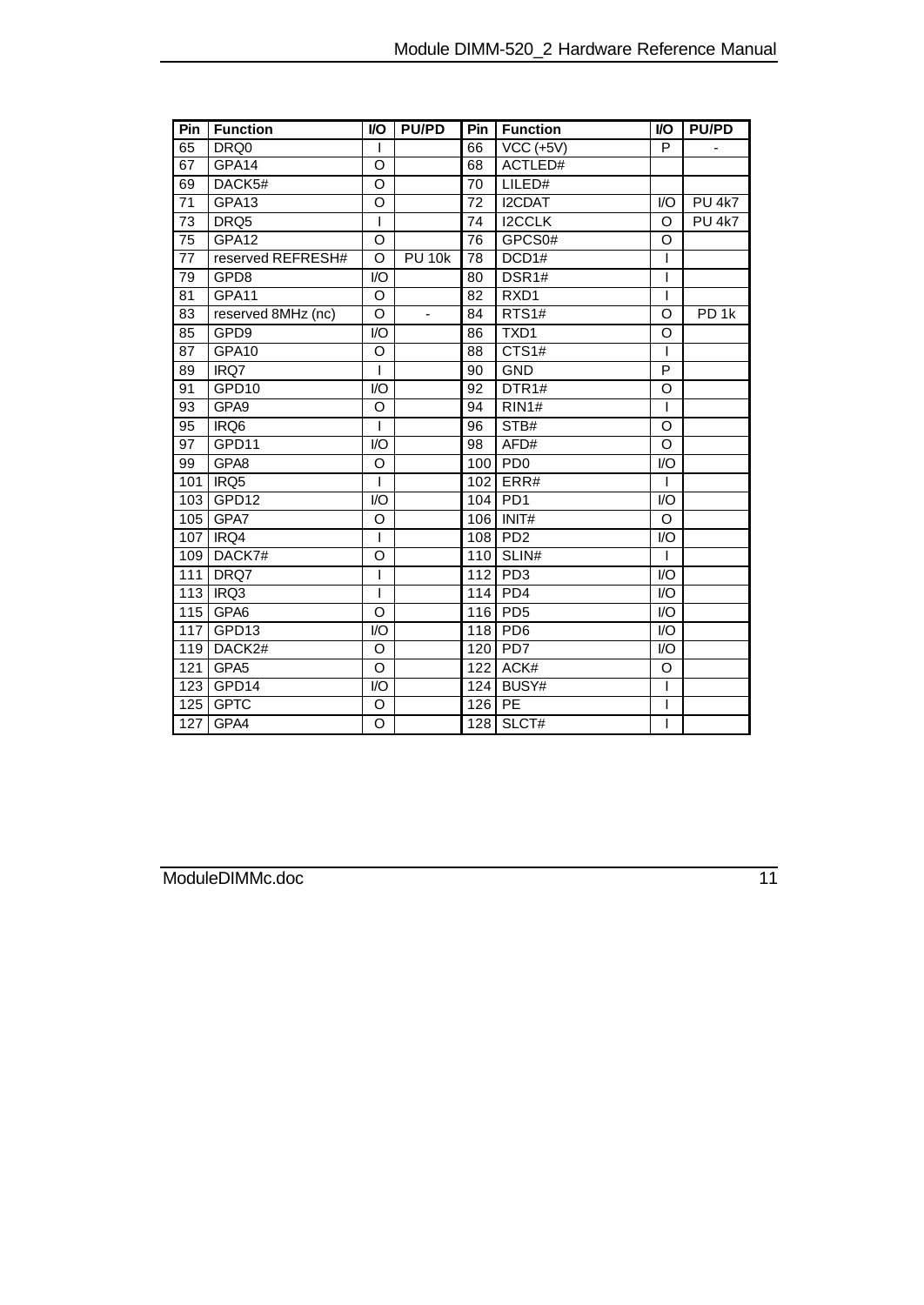| Pin | Function | I/O | PU/PD | Pin | Function | I/O | PU/PD |
|---|---|---|---|---|---|---|---|
| 65 | DRQ0 | I | | 66 | VCC (+5V) | P | - |
| 67 | GPA14 | O | | 68 | ACTLED# | | |
| 69 | DACK5# | O | | 70 | LILED# | | |
| 71 | GPA13 | O | | 72 | I2CDAT | I/O | PU 4k7 |
| 73 | DRQ5 | I | | 74 | I2CCLK | O | PU 4k7 |
| 75 | GPA12 | O | | 76 | GPCS0# | O | |
| 77 | reserved REFRESH# | O | PU 10k | 78 | DCD1# | I | |
| 79 | GPD8 | I/O | | 80 | DSR1# | I | |
| 81 | GPA11 | O | | 82 | RXD1 | I | |
| 83 | reserved 8MHz (nc) | O | - | 84 | RTS1# | O | PD 1k |
| 85 | GPD9 | I/O | | 86 | TXD1 | O | |
| 87 | GPA10 | O | | 88 | CTS1# | I | |
| 89 | IRQ7 | I | | 90 | GND | P | |
| 91 | GPD10 | I/O | | 92 | DTR1# | O | |
| 93 | GPA9 | O | | 94 | RIN1# | I | |
| 95 | IRQ6 | I | | 96 | STB# | O | |
| 97 | GPD11 | I/O | | 98 | AFD# | O | |
| 99 | GPA8 | O | | 100 | PD0 | I/O | |
| 101 | IRQ5 | I | | 102 | ERR# | I | |
| 103 | GPD12 | I/O | | 104 | PD1 | I/O | |
| 105 | GPA7 | O | | 106 | INIT# | O | |
| 107 | IRQ4 | I | | 108 | PD2 | I/O | |
| 109 | DACK7# | O | | 110 | SLIN# | I | |
| 111 | DRQ7 | I | | 112 | PD3 | I/O | |
| 113 | IRQ3 | I | | 114 | PD4 | I/O | |
| 115 | GPA6 | O | | 116 | PD5 | I/O | |
| 117 | GPD13 | I/O | | 118 | PD6 | I/O | |
| 119 | DACK2# | O | | 120 | PD7 | I/O | |
| 121 | GPA5 | O | | 122 | ACK# | O | |
| 123 | GPD14 | I/O | | 124 | BUSY# | I | |
| 125 | GPTC | O | | 126 | PE | I | |
| 127 | GPA4 | O | | 128 | SLCT# | I | |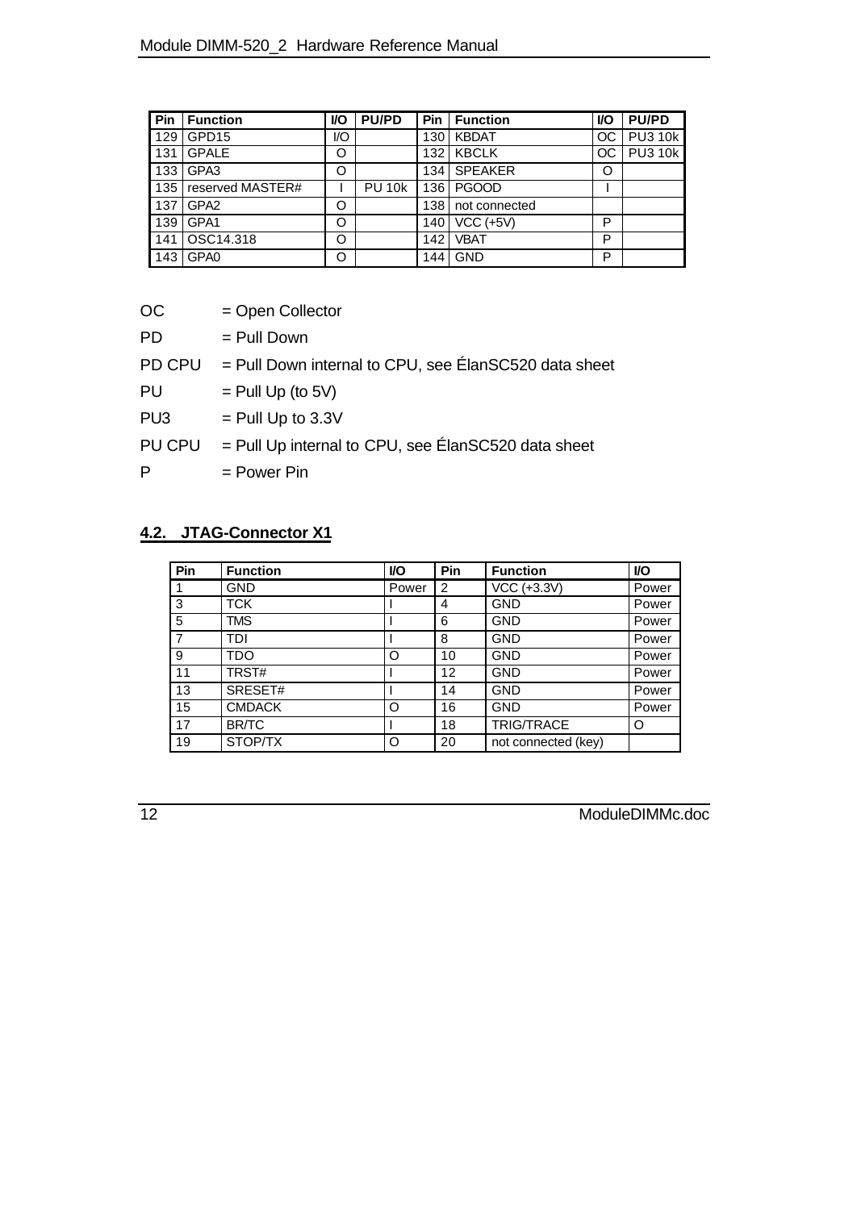| Pin | Function | I/O | PU/PD | Pin | Function | I/O | PU/PD |
|---|---|---|---|---|---|---|---|
| 129 | GPD15 | I/O | | 130 | KBDAT | OC | PU3 10k |
| 131 | GPALE | O | | 132 | KBCLK | OC | PU3 10k |
| 133 | GPA3 | O | | 134 | SPEAKER | O | |
| 135 | reserved MASTER# | I | PU 10k | 136 | PGOOD | I | |
| 137 | GPA2 | O | | 138 | not connected | | |
| 139 | GPA1 | O | | 140 | VCC (+5V) | P | |
| 141 | OSC14.318 | O | | 142 | VBAT | P | |
| 143 | GPA0 | O | | 144 | GND | P | |

OC = Open Collector

PD = Pull Down

PD CPU = Pull Down internal to CPU, see ÉlanSC520 data sheet

PU = Pull Up (to 5V)

PU3 = Pull Up to 3.3V

PU CPU = Pull Up internal to CPU, see ÉlanSC520 data sheet

P = Power Pin

## 4.2. JTAG-Connector X1

| Pin | Function | I/O | Pin | Function | I/O |
|---|---|---|---|---|---|
| 1 | GND | Power | 2 | VCC (+3.3V) | Power |
| 3 | TCK | I | 4 | GND | Power |
| 5 | TMS | I | 6 | GND | Power |
| 7 | TDI | I | 8 | GND | Power |
| 9 | TDO | O | 10 | GND | Power |
| 11 | TRST# | I | 12 | GND | Power |
| 13 | SRESET# | I | 14 | GND | Power |
| 15 | CMDACK | O | 16 | GND | Power |
| 17 | BR/TC | I | 18 | TRIG/TRACE | O |
| 19 | STOP/TX | O | 20 | not connected (key) | |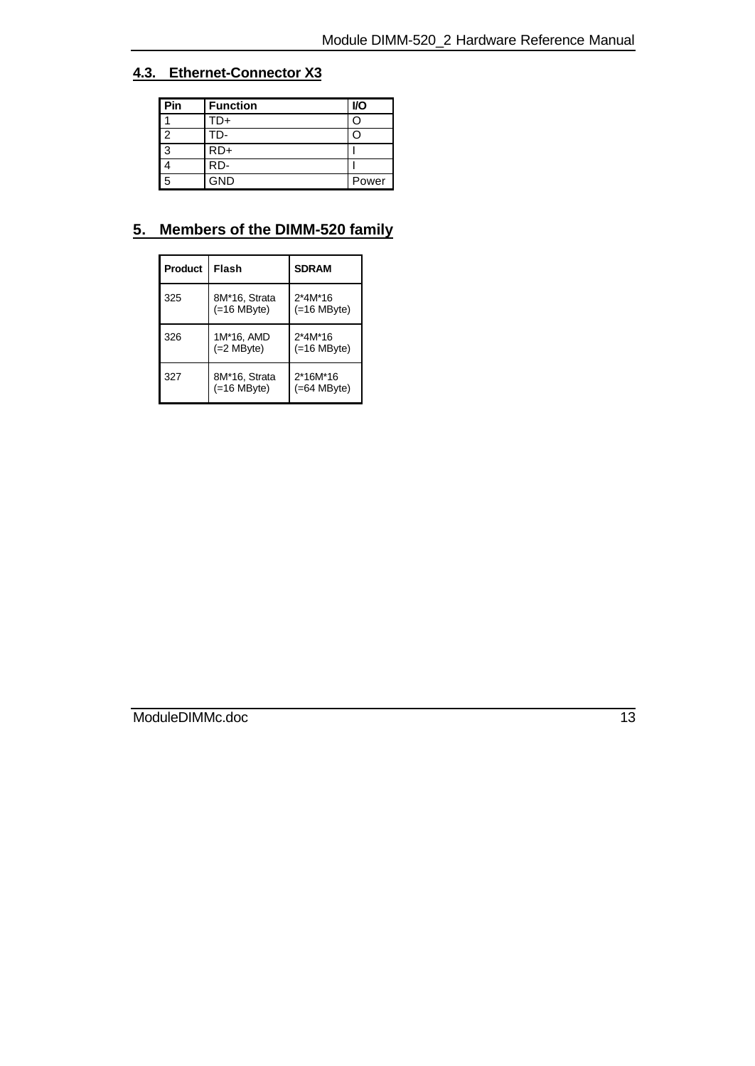### 4.3. Ethernet-Connector X3

| Pin | Function | I/O |
| --- | --- | --- |
| 1 | TD+ | O |
| 2 | TD- | O |
| 3 | RD+ | I |
| 4 | RD- | I |
| 5 | GND | Power |

## 5. Members of the DIMM-520 family

| Product | Flash | SDRAM |
| --- | --- | --- |
| 325 | 8M*16, Strata (=16 MByte) | 2*4M*16 (=16 MByte) |
| 326 | 1M*16, AMD (=2 MByte) | 2*4M*16 (=16 MByte) |
| 327 | 8M*16, Strata (=16 MByte) | 2*16M*16 (=64 MByte) |